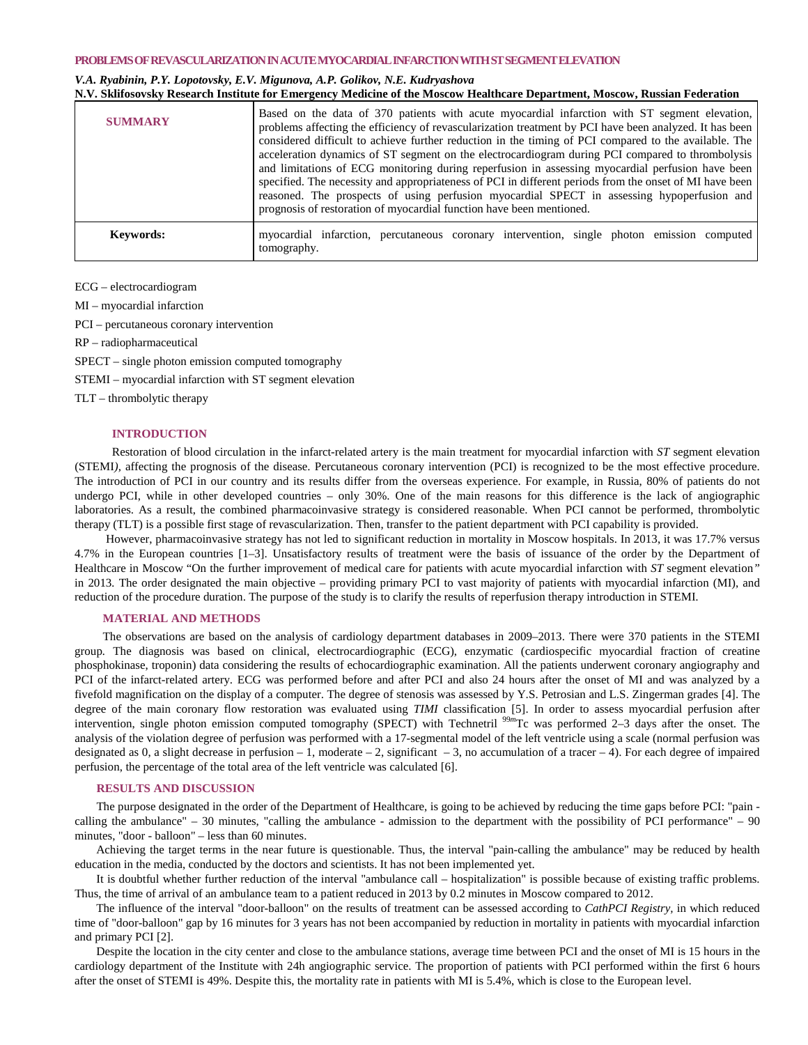# PROBLEMS OF REVASCULARIZATION IN ACUTE MYOCARDIAL INFARCTION WITH ST SEGMENT ELEVATION

***V.A. Ryabinin, P.Y. Lopotovsky, E.V. Migunova, A.P. Golikov, N.E. Kudryashova***

**N.V. Sklifosovsky Research Institute for Emergency Medicine of the Moscow Healthcare Department, Moscow, Russian Federation**

| | |
|---|---|
| **SUMMARY** | Based on the data of 370 patients with acute myocardial infarction with ST segment elevation, problems affecting the efficiency of revascularization treatment by PCI have been analyzed. It has been considered difficult to achieve further reduction in the timing of PCI compared to the available. The acceleration dynamics of ST segment on the electrocardiogram during PCI compared to thrombolysis and limitations of ECG monitoring during reperfusion in assessing myocardial perfusion have been specified. The necessity and appropriateness of PCI in different periods from the onset of MI have been reasoned. The prospects of using perfusion myocardial SPECT in assessing hypoperfusion and prognosis of restoration of myocardial function have been mentioned. |
| **Keywords:** | myocardial infarction, percutaneous coronary intervention, single photon emission computed tomography. |

ECG – electrocardiogram

MI – myocardial infarction

PCI – percutaneous coronary intervention

RP – radiopharmaceutical

SPECT – single photon emission computed tomography

STEMI – myocardial infarction with ST segment elevation

TLT – thrombolytic therapy

## INTRODUCTION

Restoration of blood circulation in the infarct-related artery is the main treatment for myocardial infarction with *ST* segment elevation (STEMI*)*, affecting the prognosis of the disease. Percutaneous coronary intervention (PCI) is recognized to be the most effective procedure. The introduction of PCI in our country and its results differ from the overseas experience. For example, in Russia, 80% of patients do not undergo PCI, while in other developed countries – only 30%. One of the main reasons for this difference is the lack of angiographic laboratories. As a result, the combined pharmacoinvasive strategy is considered reasonable. When PCI cannot be performed, thrombolytic therapy (TLT) is a possible first stage of revascularization. Then, transfer to the patient department with PCI capability is provided.

However, pharmacoinvasive strategy has not led to significant reduction in mortality in Moscow hospitals. In 2013, it was 17.7% versus 4.7% in the European countries [1–3]. Unsatisfactory results of treatment were the basis of issuance of the order by the Department of Healthcare in Moscow "On the further improvement of medical care for patients with acute myocardial infarction with *ST* segment elevation*"* in 2013. The order designated the main objective – providing primary PCI to vast majority of patients with myocardial infarction (MI), and reduction of the procedure duration. The purpose of the study is to clarify the results of reperfusion therapy introduction in STEMI.

## MATERIAL AND METHODS

The observations are based on the analysis of cardiology department databases in 2009–2013. There were 370 patients in the STEMI group. The diagnosis was based on clinical, electrocardiographic (ECG), enzymatic (cardiospecific myocardial fraction of creatine phosphokinase, troponin) data considering the results of echocardiographic examination. All the patients underwent coronary angiography and PCI of the infarct-related artery. ECG was performed before and after PCI and also 24 hours after the onset of MI and was analyzed by a fivefold magnification on the display of a computer. The degree of stenosis was assessed by Y.S. Petrosian and L.S. Zingerman grades [4]. The degree of the main coronary flow restoration was evaluated using *TIMI* classification [5]. In order to assess myocardial perfusion after intervention, single photon emission computed tomography (SPECT) with Technetril $^{99m}$Tc was performed 2–3 days after the onset. The analysis of the violation degree of perfusion was performed with a 17-segmental model of the left ventricle using a scale (normal perfusion was designated as 0, a slight decrease in perfusion – 1, moderate – 2, significant – 3, no accumulation of a tracer – 4). For each degree of impaired perfusion, the percentage of the total area of the left ventricle was calculated [6].

## RESULTS AND DISCUSSION

The purpose designated in the order of the Department of Healthcare, is going to be achieved by reducing the time gaps before PCI: "pain - calling the ambulance" – 30 minutes, "calling the ambulance - admission to the department with the possibility of PCI performance" – 90 minutes, "door - balloon" – less than 60 minutes.

Achieving the target terms in the near future is questionable. Thus, the interval "pain-calling the ambulance" may be reduced by health education in the media, conducted by the doctors and scientists. It has not been implemented yet.

It is doubtful whether further reduction of the interval "ambulance call – hospitalization" is possible because of existing traffic problems. Thus, the time of arrival of an ambulance team to a patient reduced in 2013 by 0.2 minutes in Moscow compared to 2012.

The influence of the interval "door-balloon" on the results of treatment can be assessed according to *CathPCI Registry*, in which reduced time of "door-balloon" gap by 16 minutes for 3 years has not been accompanied by reduction in mortality in patients with myocardial infarction and primary PCI [2].

Despite the location in the city center and close to the ambulance stations, average time between PCI and the onset of MI is 15 hours in the cardiology department of the Institute with 24h angiographic service. The proportion of patients with PCI performed within the first 6 hours after the onset of STEMI is 49%. Despite this, the mortality rate in patients with MI is 5.4%, which is close to the European level.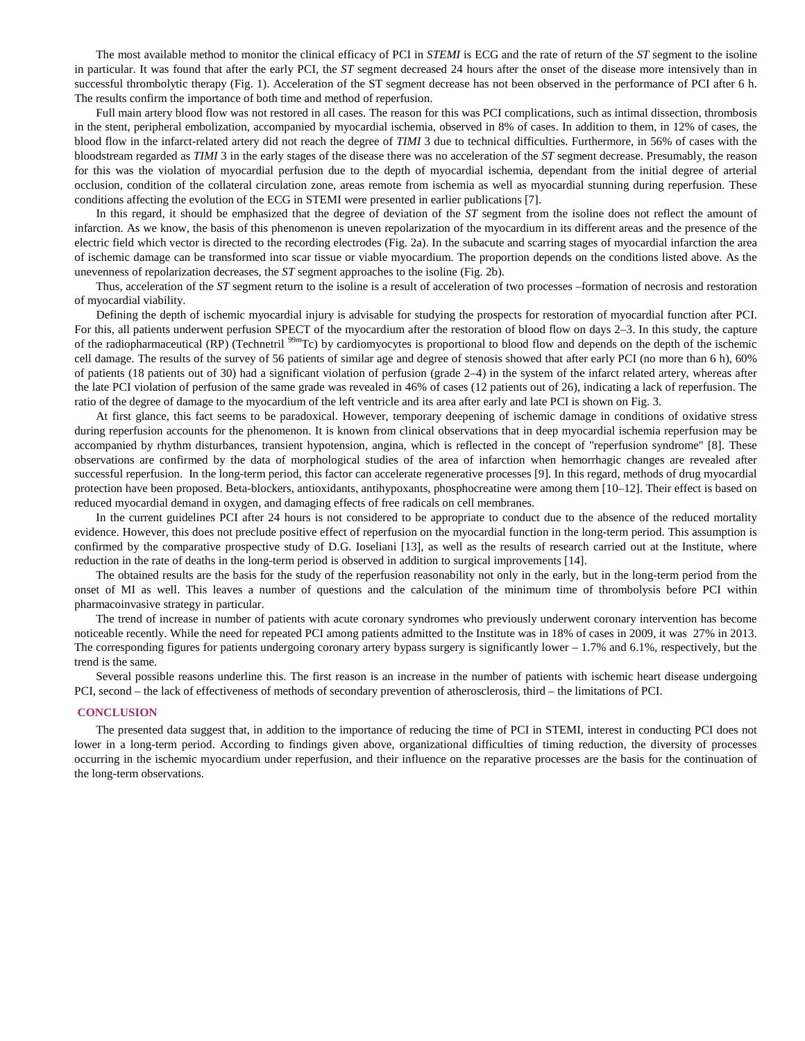The most available method to monitor the clinical efficacy of PCI in *STEMI* is ECG and the rate of return of the *ST* segment to the isoline in particular. It was found that after the early PCI, the *ST* segment decreased 24 hours after the onset of the disease more intensively than in successful thrombolytic therapy (Fig. 1). Acceleration of the ST segment decrease has not been observed in the performance of PCI after 6 h. The results confirm the importance of both time and method of reperfusion.

Full main artery blood flow was not restored in all cases. The reason for this was PCI complications, such as intimal dissection, thrombosis in the stent, peripheral embolization, accompanied by myocardial ischemia, observed in 8% of cases. In addition to them, in 12% of cases, the blood flow in the infarct-related artery did not reach the degree of *TIMI* 3 due to technical difficulties. Furthermore, in 56% of cases with the bloodstream regarded as *TIMI* 3 in the early stages of the disease there was no acceleration of the *ST* segment decrease. Presumably, the reason for this was the violation of myocardial perfusion due to the depth of myocardial ischemia, dependant from the initial degree of arterial occlusion, condition of the collateral circulation zone, areas remote from ischemia as well as myocardial stunning during reperfusion. These conditions affecting the evolution of the ECG in STEMI were presented in earlier publications [7].

In this regard, it should be emphasized that the degree of deviation of the *ST* segment from the isoline does not reflect the amount of infarction. As we know, the basis of this phenomenon is uneven repolarization of the myocardium in its different areas and the presence of the electric field which vector is directed to the recording electrodes (Fig. 2a). In the subacute and scarring stages of myocardial infarction the area of ischemic damage can be transformed into scar tissue or viable myocardium. The proportion depends on the conditions listed above. As the unevenness of repolarization decreases, the *ST* segment approaches to the isoline (Fig. 2b).

Thus, acceleration of the *ST* segment return to the isoline is a result of acceleration of two processes –formation of necrosis and restoration of myocardial viability.

Defining the depth of ischemic myocardial injury is advisable for studying the prospects for restoration of myocardial function after PCI. For this, all patients underwent perfusion SPECT of the myocardium after the restoration of blood flow on days 2–3. In this study, the capture of the radiopharmaceutical (RP) (Technetril $^{99m}$Tc) by cardiomyocytes is proportional to blood flow and depends on the depth of the ischemic cell damage. The results of the survey of 56 patients of similar age and degree of stenosis showed that after early PCI (no more than 6 h), 60% of patients (18 patients out of 30) had a significant violation of perfusion (grade 2–4) in the system of the infarct related artery, whereas after the late PCI violation of perfusion of the same grade was revealed in 46% of cases (12 patients out of 26), indicating a lack of reperfusion. The ratio of the degree of damage to the myocardium of the left ventricle and its area after early and late PCI is shown on Fig. 3.

At first glance, this fact seems to be paradoxical. However, temporary deepening of ischemic damage in conditions of oxidative stress during reperfusion accounts for the phenomenon. It is known from clinical observations that in deep myocardial ischemia reperfusion may be accompanied by rhythm disturbances, transient hypotension, angina, which is reflected in the concept of "reperfusion syndrome" [8]. These observations are confirmed by the data of morphological studies of the area of infarction when hemorrhagic changes are revealed after successful reperfusion. In the long-term period, this factor can accelerate regenerative processes [9]. In this regard, methods of drug myocardial protection have been proposed. Beta-blockers, antioxidants, antihypoxants, phosphocreatine were among them [10–12]. Their effect is based on reduced myocardial demand in oxygen, and damaging effects of free radicals on cell membranes.

In the current guidelines PCI after 24 hours is not considered to be appropriate to conduct due to the absence of the reduced mortality evidence. However, this does not preclude positive effect of reperfusion on the myocardial function in the long-term period. This assumption is confirmed by the comparative prospective study of D.G. Ioseliani [13], as well as the results of research carried out at the Institute, where reduction in the rate of deaths in the long-term period is observed in addition to surgical improvements [14].

The obtained results are the basis for the study of the reperfusion reasonability not only in the early, but in the long-term period from the onset of MI as well. This leaves a number of questions and the calculation of the minimum time of thrombolysis before PCI within pharmacoinvasive strategy in particular.

The trend of increase in number of patients with acute coronary syndromes who previously underwent coronary intervention has become noticeable recently. While the need for repeated PCI among patients admitted to the Institute was in 18% of cases in 2009, it was 27% in 2013. The corresponding figures for patients undergoing coronary artery bypass surgery is significantly lower – 1.7% and 6.1%, respectively, but the trend is the same.

Several possible reasons underline this. The first reason is an increase in the number of patients with ischemic heart disease undergoing PCI, second – the lack of effectiveness of methods of secondary prevention of atherosclerosis, third – the limitations of PCI.

## CONCLUSION

The presented data suggest that, in addition to the importance of reducing the time of PCI in STEMI, interest in conducting PCI does not lower in a long-term period. According to findings given above, organizational difficulties of timing reduction, the diversity of processes occurring in the ischemic myocardium under reperfusion, and their influence on the reparative processes are the basis for the continuation of the long-term observations.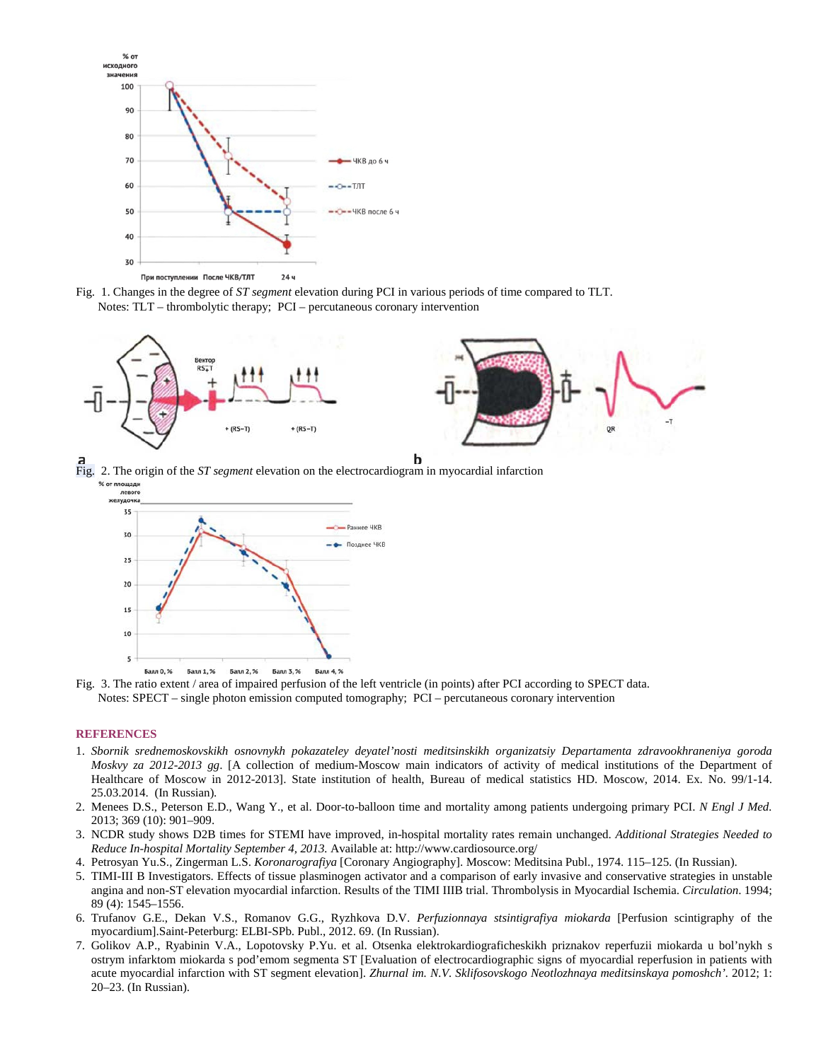Fig. 1. Changes in the degree of *ST segment* elevation during PCI in various periods of time compared to TLT.
Notes: TLT – thrombolytic therapy; PCI – percutaneous coronary intervention

Fig. 2. The origin of the *ST segment* elevation on the electrocardiogram in myocardial infarction

Fig. 3. The ratio extent / area of impaired perfusion of the left ventricle (in points) after PCI according to SPECT data.
Notes: SPECT – single photon emission computed tomography; PCI – percutaneous coronary intervention

## REFERENCES

1. *Sbornik srednemoskovskikh osnovnykh pokazateley deyatel'nosti meditsinskikh organizatsiy Departamenta zdravookhraneniya goroda Moskvy za 2012-2013 gg*. [A collection of medium-Moscow main indicators of activity of medical institutions of the Department of Healthcare of Moscow in 2012-2013]. State institution of health, Bureau of medical statistics HD. Moscow, 2014. Ex. No. 99/1-14. 25.03.2014. (In Russian).
2. Menees D.S., Peterson E.D., Wang Y., et al. Door-to-balloon time and mortality among patients undergoing primary PCI. *N Engl J Med*. 2013; 369 (10): 901–909.
3. NCDR study shows D2B times for STEMI have improved, in-hospital mortality rates remain unchanged. *Additional Strategies Needed to Reduce In-hospital Mortality September 4, 2013.* Available at: http://www.cardiosource.org/
4. Petrosyan Yu.S., Zingerman L.S. *Koronarografiya* [Coronary Angiography]. Moscow: Meditsina Publ., 1974. 115–125. (In Russian).
5. TIMI-III B Investigators. Effects of tissue plasminogen activator and a comparison of early invasive and conservative strategies in unstable angina and non-ST elevation myocardial infarction. Results of the TIMI IIIB trial. Thrombolysis in Myocardial Ischemia. *Circulation*. 1994; 89 (4): 1545–1556.
6. Trufanov G.E., Dekan V.S., Romanov G.G., Ryzhkova D.V. *Perfuzionnaya stsintigrafiya miokarda* [Perfusion scintigraphy of the myocardium].Saint-Peterburg: ELBI-SPb. Publ., 2012. 69. (In Russian).
7. Golikov A.P., Ryabinin V.A., Lopotovsky P.Yu. et al. Otsenka elektrokardiograficheskikh priznakov reperfuzii miokarda u bol'nykh s ostrym infarktom miokarda s pod'emom segmenta ST [Evaluation of electrocardiographic signs of myocardial reperfusion in patients with acute myocardial infarction with ST segment elevation]. *Zhurnal im. N.V. Sklifosovskogo Neotlozhnaya meditsinskaya pomoshch'*. 2012; 1: 20–23. (In Russian).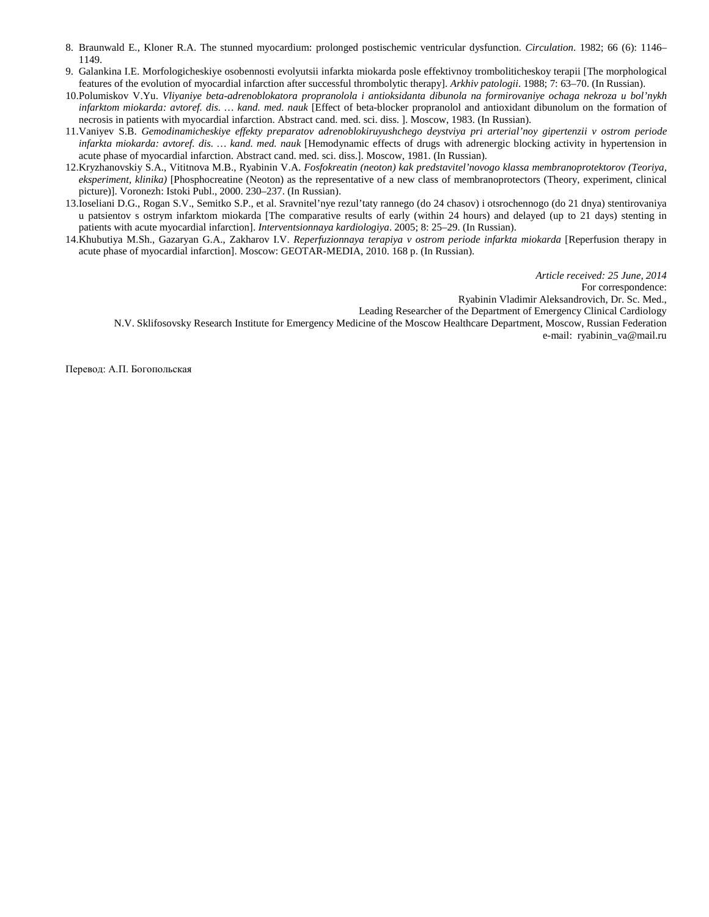8. Braunwald E., Kloner R.A. The stunned myocardium: prolonged postischemic ventricular dysfunction. *Circulation*. 1982; 66 (6): 1146–1149.
9. Galankina I.E. Morfologicheskiye osobennosti evolyutsii infarkta miokarda posle effektivnoy trombolitícheskoy terapii [The morphological features of the evolution of myocardial infarction after successful thrombolytic therapy]. *Arkhiv patologii*. 1988; 7: 63–70. (In Russian).
10. Polumiskov V.Yu. *Vliyaniye beta-adrenoblokatora propranolola i antioksidanta dibunola na formirovaniye ochaga nekroza u bol'nykh infarktom miokarda: avtoref. dis. … kand. med. nauk* [Effect of beta-blocker propranolol and antioxidant dibunolum on the formation of necrosis in patients with myocardial infarction. Abstract cand. med. sci. diss. ]. Moscow, 1983. (In Russian).
11. Vaniyev S.B. *Gemodinamicheskiye effekty preparatov adrenoblokiruyushchego deystviya pri arterial'noy gipertenzii v ostrom periode infarkta miokarda: avtoref. dis. … kand. med. nauk* [Hemodynamic effects of drugs with adrenergic blocking activity in hypertension in acute phase of myocardial infarction. Abstract cand. med. sci. diss.]. Moscow, 1981. (In Russian).
12. Kryzhanovskiy S.A., Vititnova M.B., Ryabinin V.A. *Fosfokreatin (neoton) kak predstavitel'novogo klassa membranoprotektorov (Teoriya, eksperiment, klinika)* [Phosphocreatine (Neoton) as the representative of a new class of membranoprotectors (Theory, experiment, clinical picture)]. Voronezh: Istoki Publ., 2000. 230–237. (In Russian).
13. Ioseliani D.G., Rogan S.V., Semitko S.P., et al. Sravnitel'nye rezul'taty rannego (do 24 chasov) i otsrochennogo (do 21 dnya) stentirovaniya u patsientov s ostrym infarktom miokarda [The comparative results of early (within 24 hours) and delayed (up to 21 days) stenting in patients with acute myocardial infarction]. *Interventsionnaya kardiologiya*. 2005; 8: 25–29. (In Russian).
14. Khubutiya M.Sh., Gazaryan G.A., Zakharov I.V. *Reperfuzionnaya terapiya v ostrom periode infarkta miokarda* [Reperfusion therapy in acute phase of myocardial infarction]. Moscow: GEOTAR-MEDIA, 2010. 168 p. (In Russian).

*Article received: 25 June, 2014*
For correspondence:
Ryabinin Vladimir Aleksandrovich, Dr. Sc. Med.,
Leading Researcher of the Department of Emergency Clinical Cardiology
N.V. Sklifosovsky Research Institute for Emergency Medicine of the Moscow Healthcare Department, Moscow, Russian Federation
e-mail: ryabinin_va@mail.ru

Перевод: А.П. Богопольская